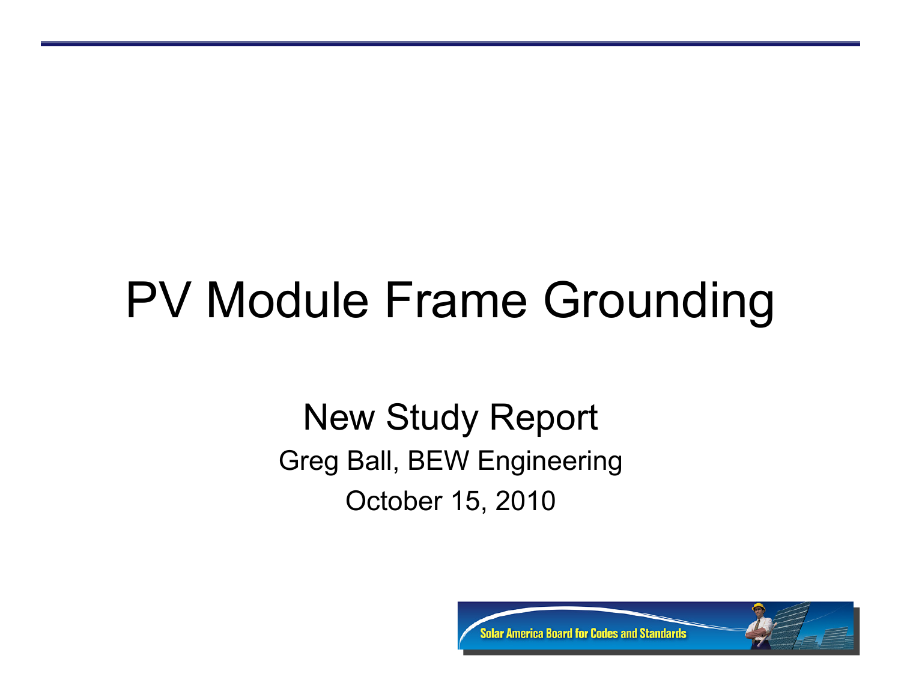# PV Module Frame Grounding

## New Study Report

Greg Ball, BEW Engineering

October 15, 2010

Solar America Board for Codes and Standards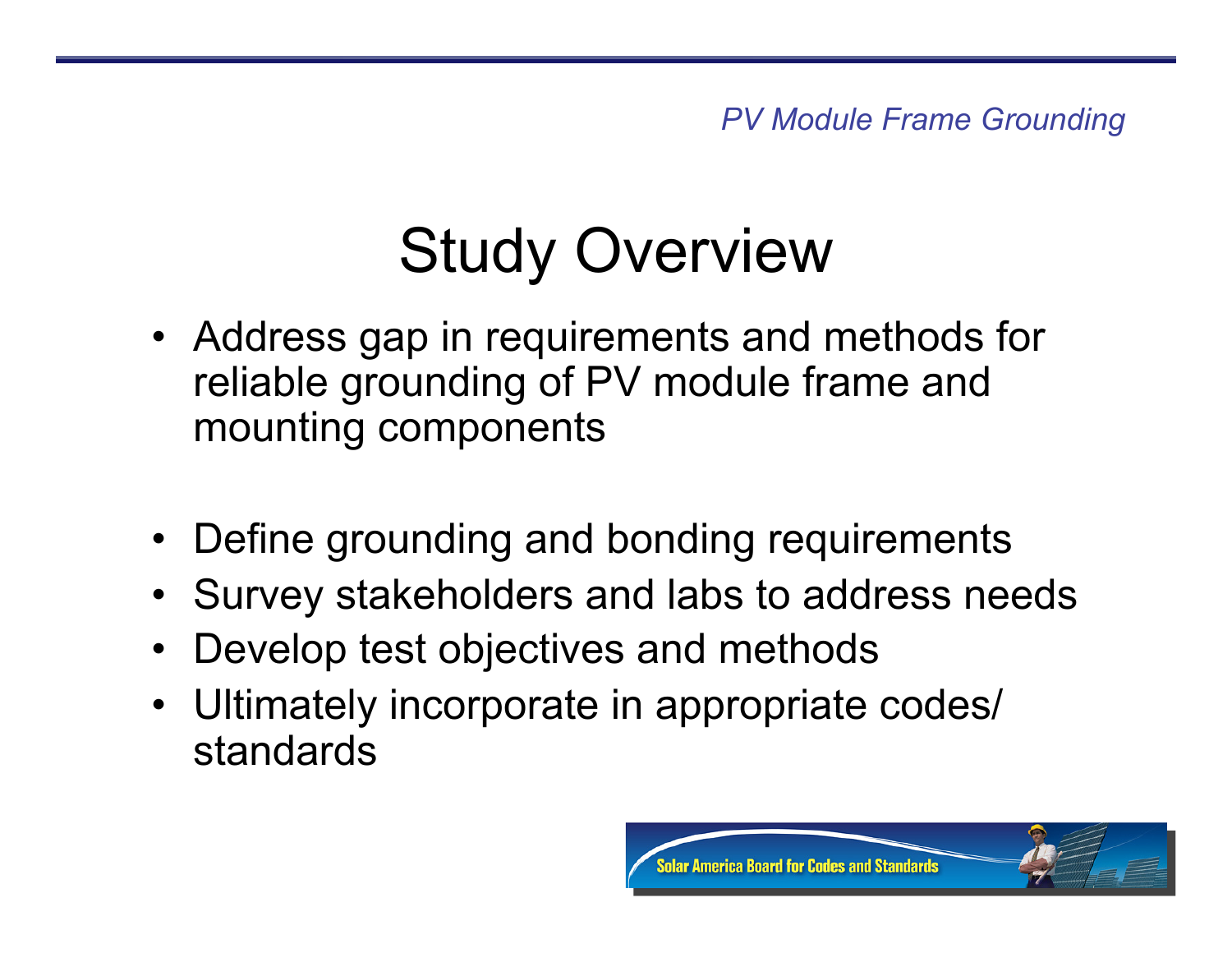# Study Overview

- Address gap in requirements and methods for reliable grounding of PV module frame and mounting components

- Define grounding and bonding requirements
- Survey stakeholders and labs to address needs
- Develop test objectives and methods
- Ultimately incorporate in appropriate codes/ standards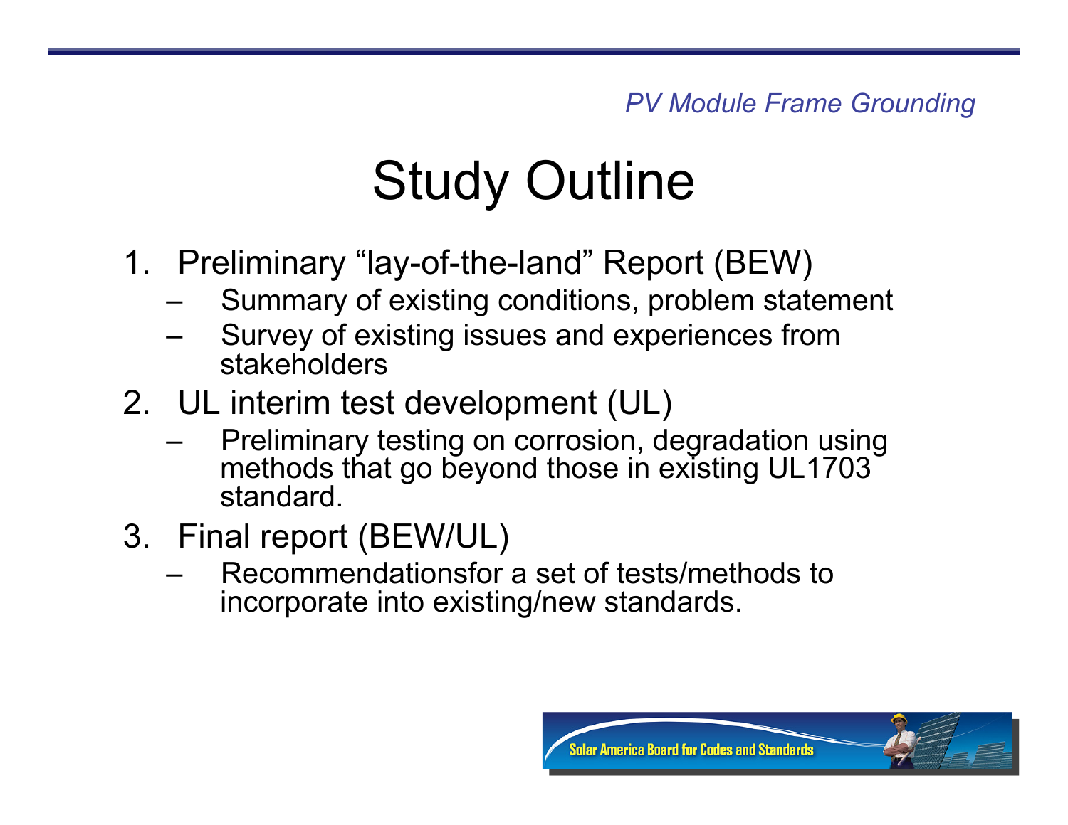# Study Outline

1. Preliminary “lay-of-the-land” Report (BEW)
   - Summary of existing conditions, problem statement
   - Survey of existing issues and experiences from stakeholders
2. UL interim test development (UL)
   - Preliminary testing on corrosion, degradation using methods that go beyond those in existing UL1703 standard.
3. Final report (BEW/UL)
   - Recommendationsfor a set of tests/methods to incorporate into existing/new standards.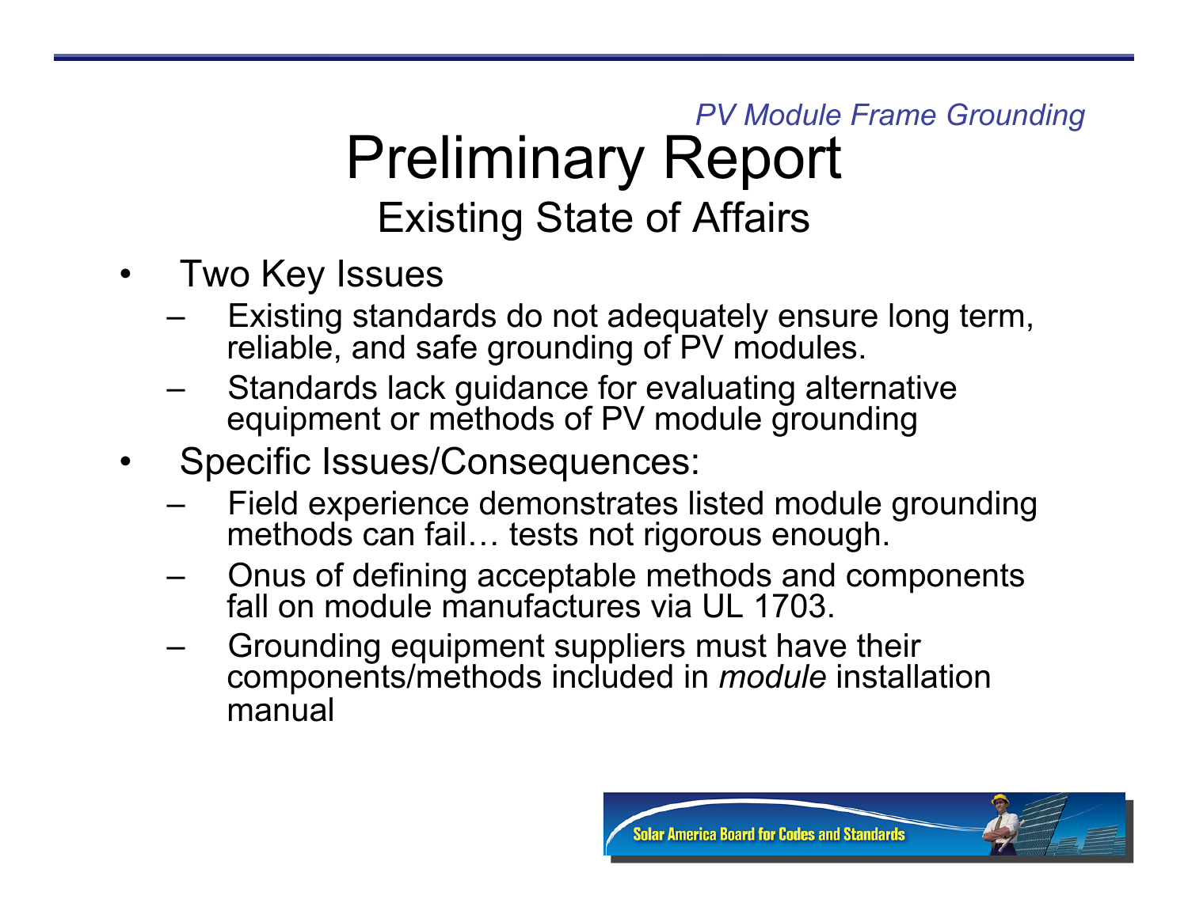*PV Module Frame Grounding*

# Preliminary Report

## Existing State of Affairs

- Two Key Issues
  - Existing standards do not adequately ensure long term, reliable, and safe grounding of PV modules.
  - Standards lack guidance for evaluating alternative equipment or methods of PV module grounding
- Specific Issues/Consequences:
  - Field experience demonstrates listed module grounding methods can fail… tests not rigorous enough.
  - Onus of defining acceptable methods and components fall on module manufactures via UL 1703.
  - Grounding equipment suppliers must have their components/methods included in *module* installation manual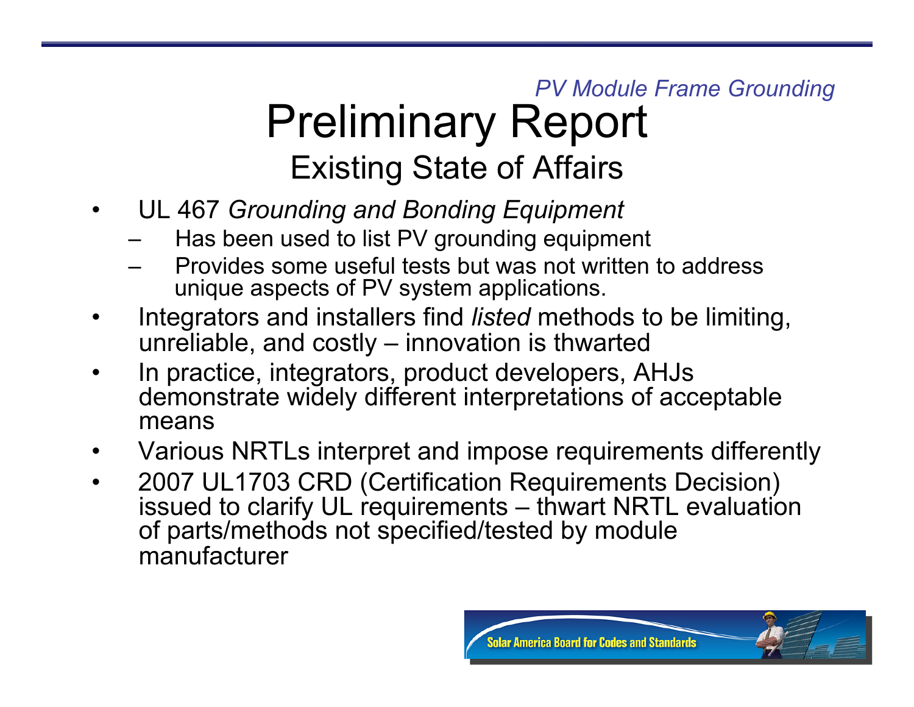*PV Module Frame Grounding*

# Preliminary Report

## Existing State of Affairs

- UL 467 *Grounding and Bonding Equipment*
  - Has been used to list PV grounding equipment
  - Provides some useful tests but was not written to address unique aspects of PV system applications.
- Integrators and installers find *listed* methods to be limiting, unreliable, and costly – innovation is thwarted
- In practice, integrators, product developers, AHJs demonstrate widely different interpretations of acceptable means
- Various NRTLs interpret and impose requirements differently
- 2007 UL1703 CRD (Certification Requirements Decision) issued to clarify UL requirements – thwart NRTL evaluation of parts/methods not specified/tested by module manufacturer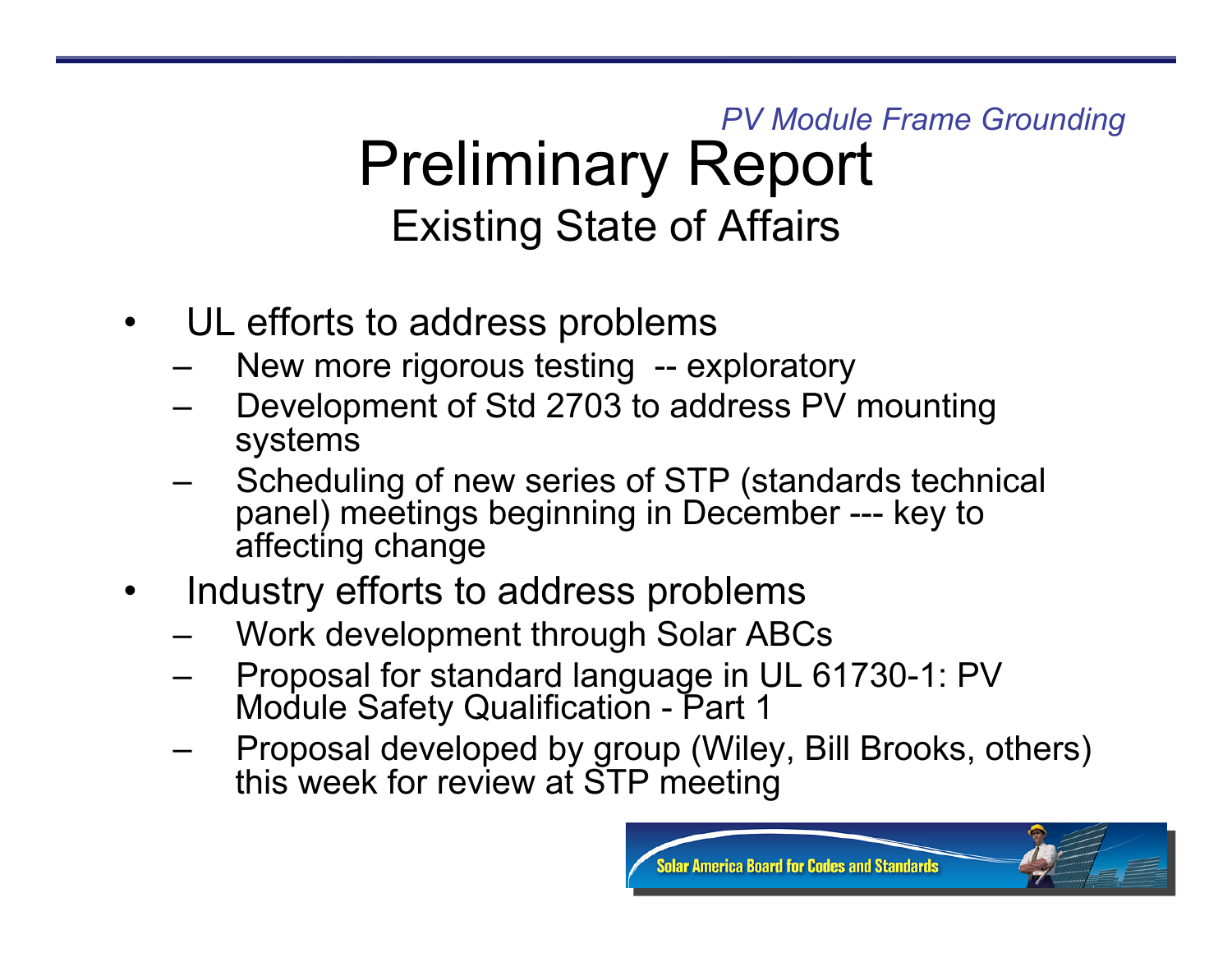*PV Module Frame Grounding*

# Preliminary Report

## Existing State of Affairs

- UL efforts to address problems
  - New more rigorous testing -- exploratory
  - Development of Std 2703 to address PV mounting systems
  - Scheduling of new series of STP (standards technical panel) meetings beginning in December --- key to affecting change
- Industry efforts to address problems
  - Work development through Solar ABCs
  - Proposal for standard language in UL 61730-1: PV Module Safety Qualification - Part 1
  - Proposal developed by group (Wiley, Bill Brooks, others) this week for review at STP meeting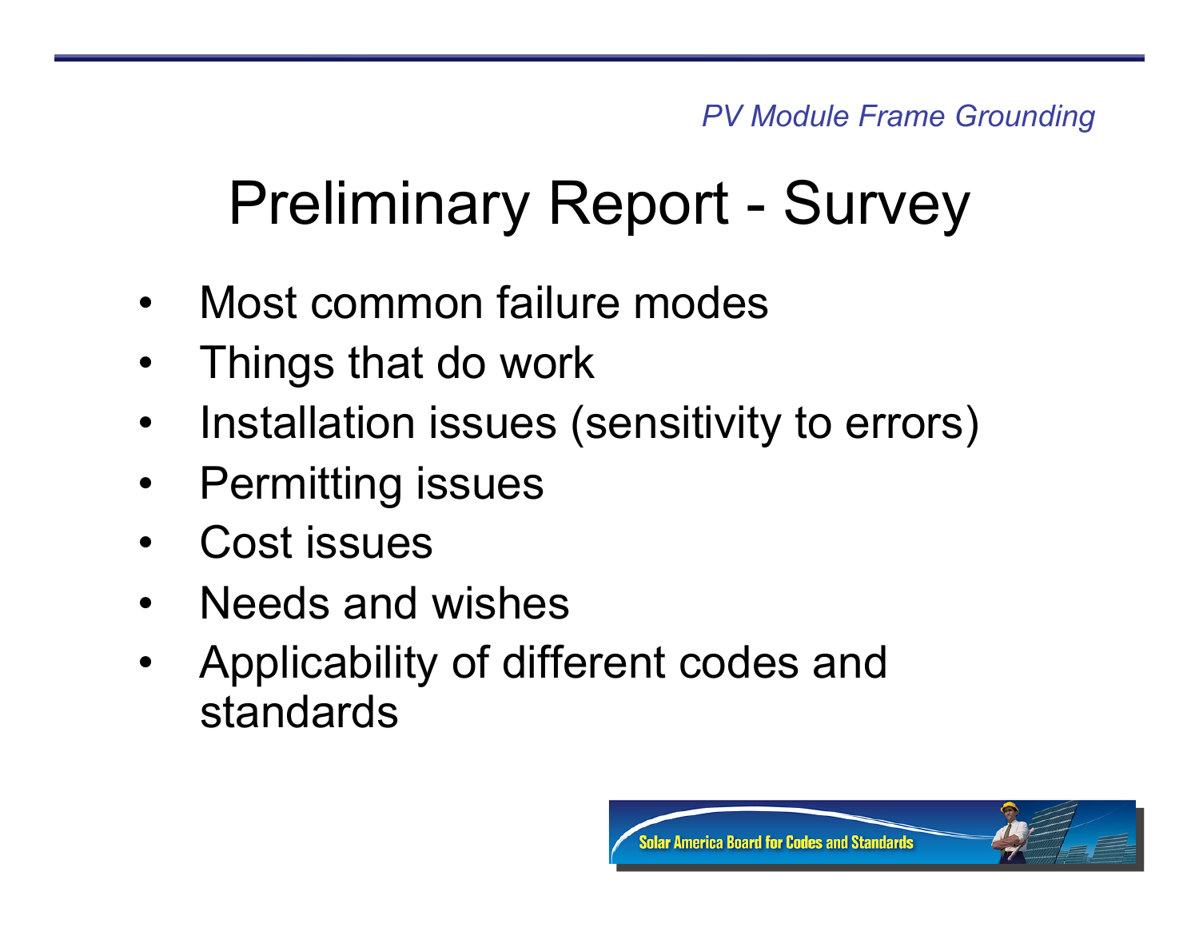# Preliminary Report - Survey

- Most common failure modes
- Things that do work
- Installation issues (sensitivity to errors)
- Permitting issues
- Cost issues
- Needs and wishes
- Applicability of different codes and standards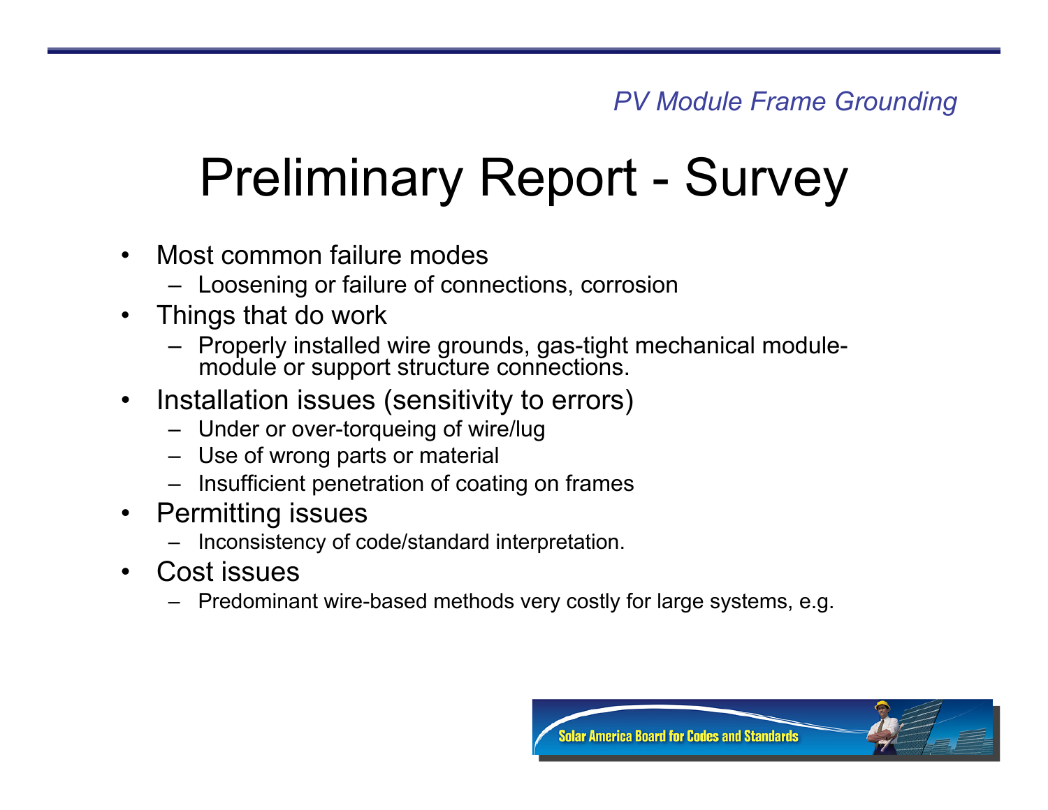# Preliminary Report - Survey

- Most common failure modes
  - Loosening or failure of connections, corrosion
- Things that do work
  - Properly installed wire grounds, gas-tight mechanical module-module or support structure connections.
- Installation issues (sensitivity to errors)
  - Under or over-torqueing of wire/lug
  - Use of wrong parts or material
  - Insufficient penetration of coating on frames
- Permitting issues
  - Inconsistency of code/standard interpretation.
- Cost issues
  - Predominant wire-based methods very costly for large systems, e.g.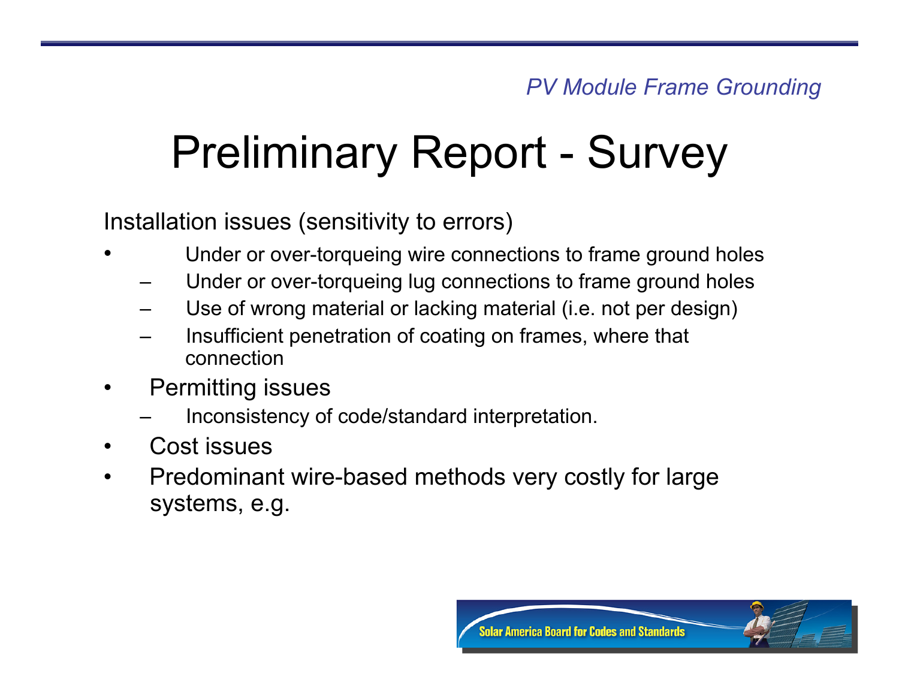*PV Module Frame Grounding*

# Preliminary Report - Survey

Installation issues (sensitivity to errors)

- Under or over-torqueing wire connections to frame ground holes
  - Under or over-torqueing lug connections to frame ground holes
  - Use of wrong material or lacking material (i.e. not per design)
  - Insufficient penetration of coating on frames, where that connection
- Permitting issues
  - Inconsistency of code/standard interpretation.
- Cost issues
- Predominant wire-based methods very costly for large systems, e.g.

Solar America Board for Codes and Standards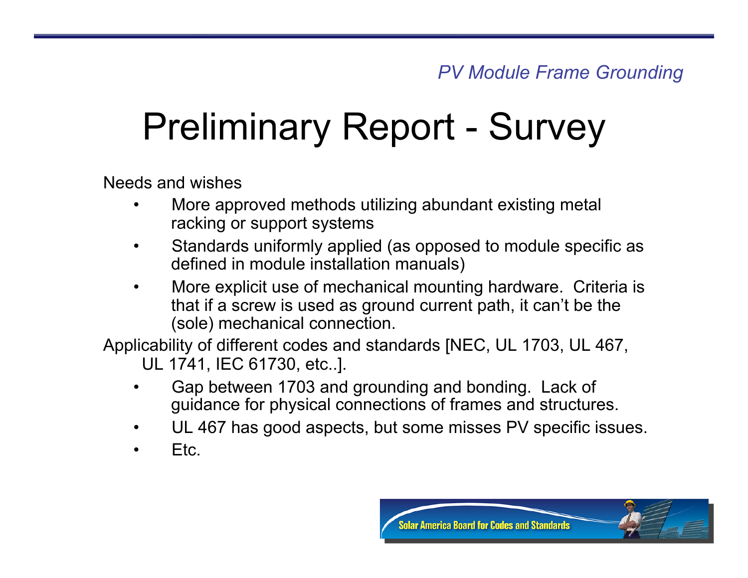# Preliminary Report - Survey

Needs and wishes

- More approved methods utilizing abundant existing metal racking or support systems
- Standards uniformly applied (as opposed to module specific as defined in module installation manuals)
- More explicit use of mechanical mounting hardware. Criteria is that if a screw is used as ground current path, it can't be the (sole) mechanical connection.

Applicability of different codes and standards [NEC, UL 1703, UL 467, UL 1741, IEC 61730, etc..].

- Gap between 1703 and grounding and bonding. Lack of guidance for physical connections of frames and structures.
- UL 467 has good aspects, but some misses PV specific issues.
- Etc.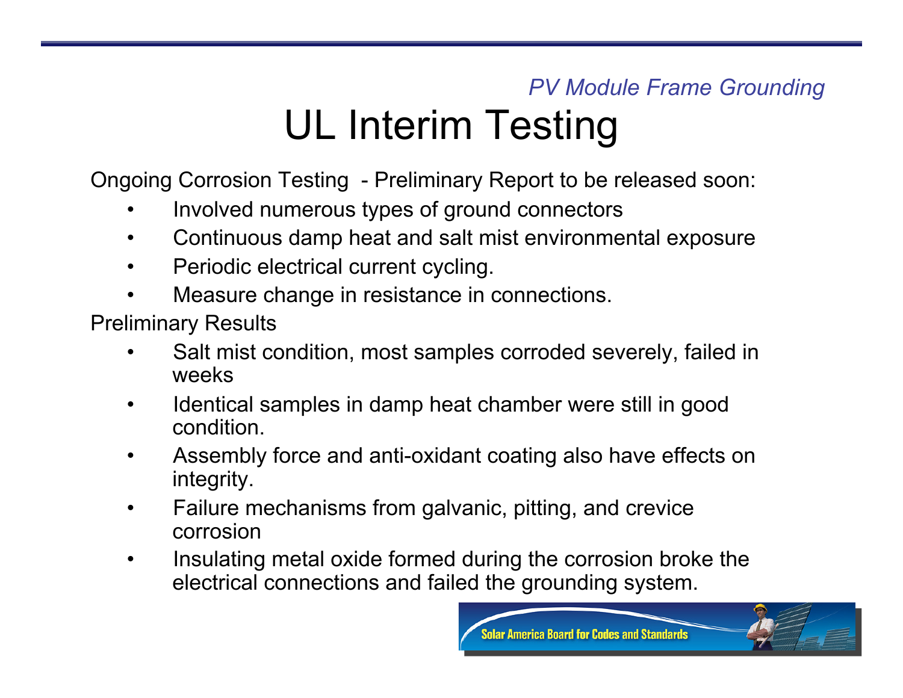*PV Module Frame Grounding*

# UL Interim Testing

Ongoing Corrosion Testing - Preliminary Report to be released soon:

- Involved numerous types of ground connectors
- Continuous damp heat and salt mist environmental exposure
- Periodic electrical current cycling.
- Measure change in resistance in connections.

Preliminary Results

- Salt mist condition, most samples corroded severely, failed in weeks
- Identical samples in damp heat chamber were still in good condition.
- Assembly force and anti-oxidant coating also have effects on integrity.
- Failure mechanisms from galvanic, pitting, and crevice corrosion
- Insulating metal oxide formed during the corrosion broke the electrical connections and failed the grounding system.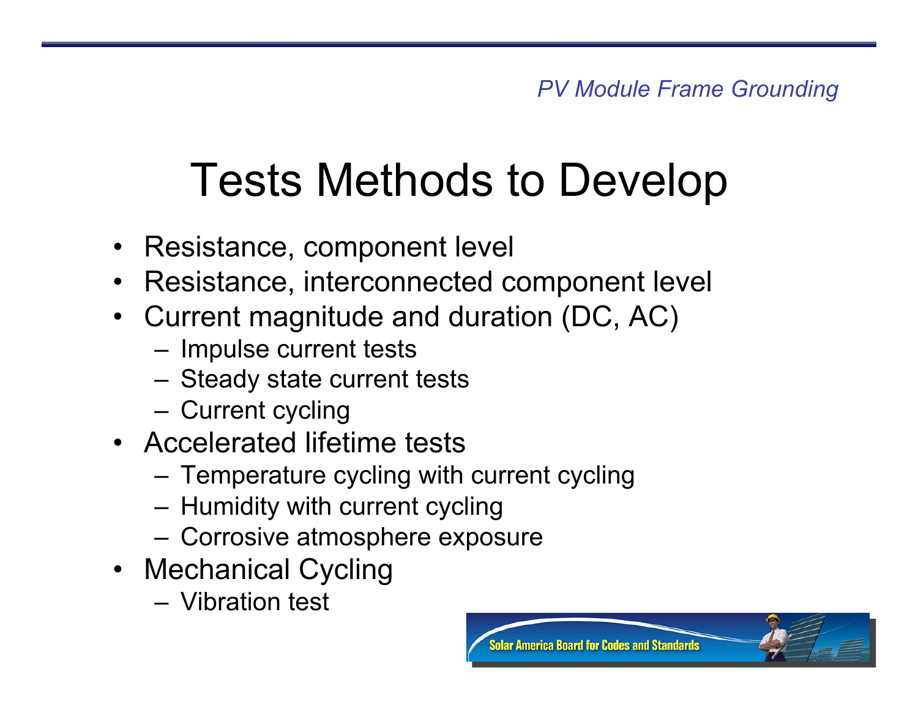# Tests Methods to Develop

- Resistance, component level
- Resistance, interconnected component level
- Current magnitude and duration (DC, AC)
  - Impulse current tests
  - Steady state current tests
  - Current cycling
- Accelerated lifetime tests
  - Temperature cycling with current cycling
  - Humidity with current cycling
  - Corrosive atmosphere exposure
- Mechanical Cycling
  - Vibration test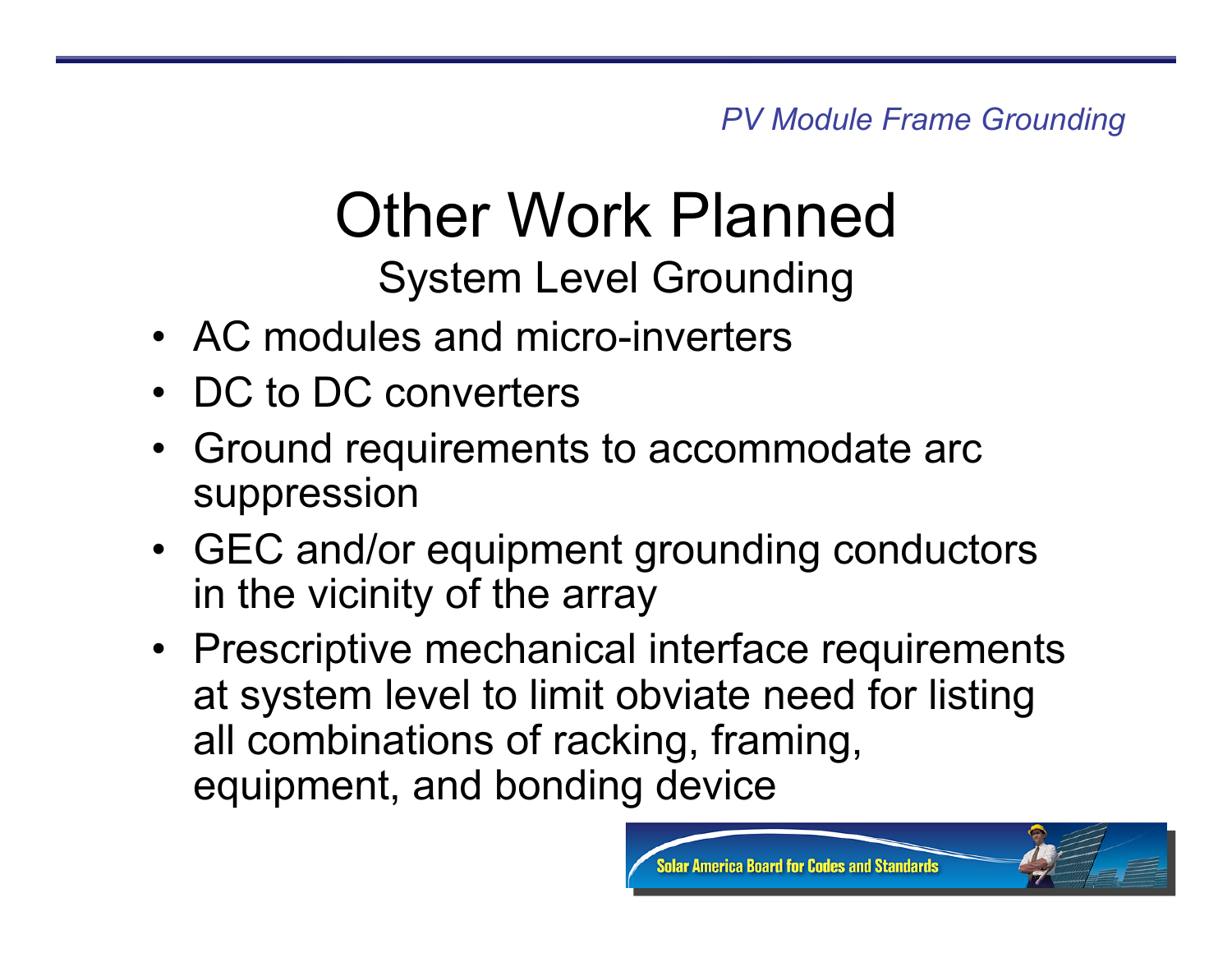# Other Work Planned

## System Level Grounding

- AC modules and micro-inverters
- DC to DC converters
- Ground requirements to accommodate arc suppression
- GEC and/or equipment grounding conductors in the vicinity of the array
- Prescriptive mechanical interface requirements at system level to limit obviate need for listing all combinations of racking, framing, equipment, and bonding device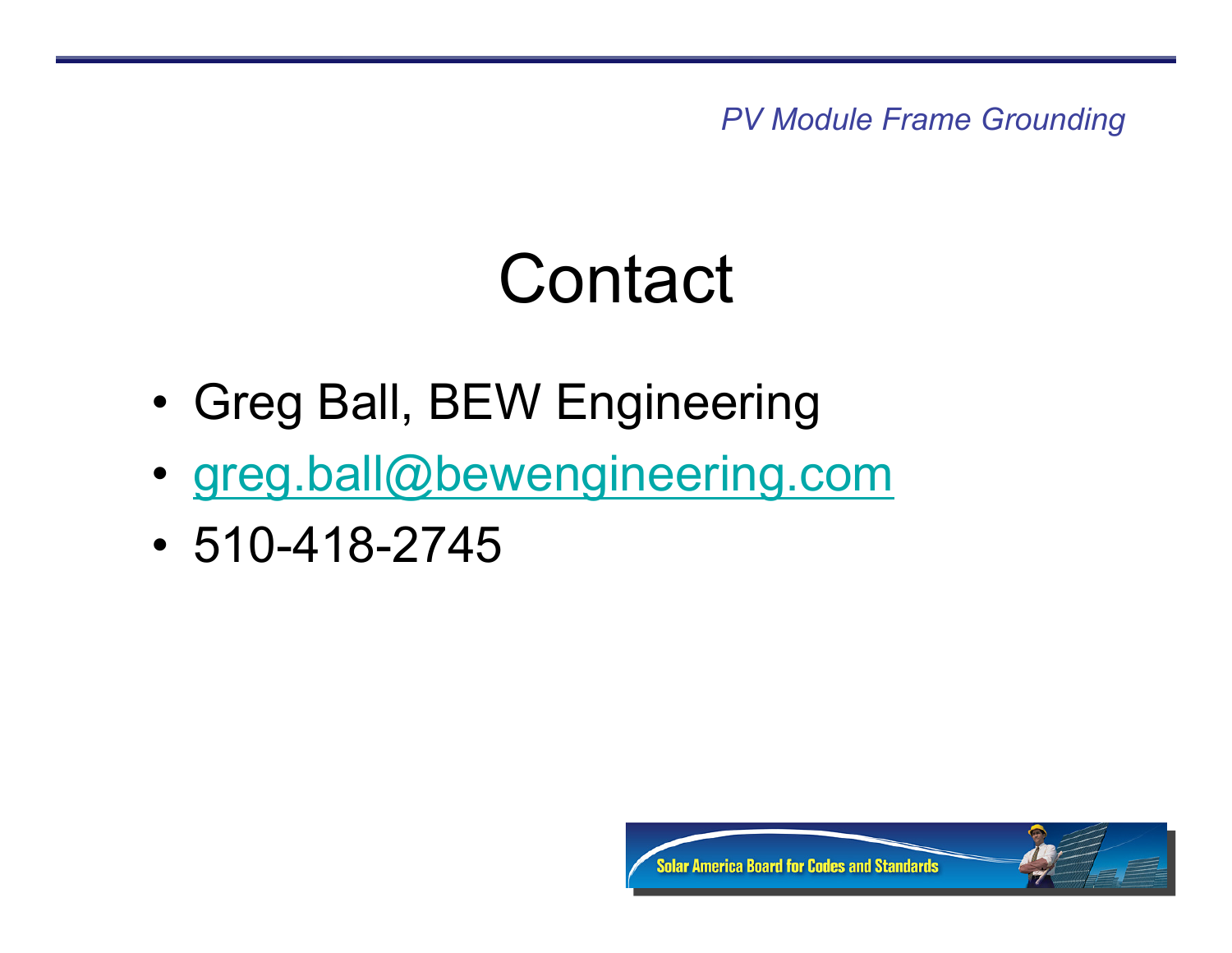# Contact

- Greg Ball, BEW Engineering
- greg.ball@bewengineering.com
- 510-418-2745